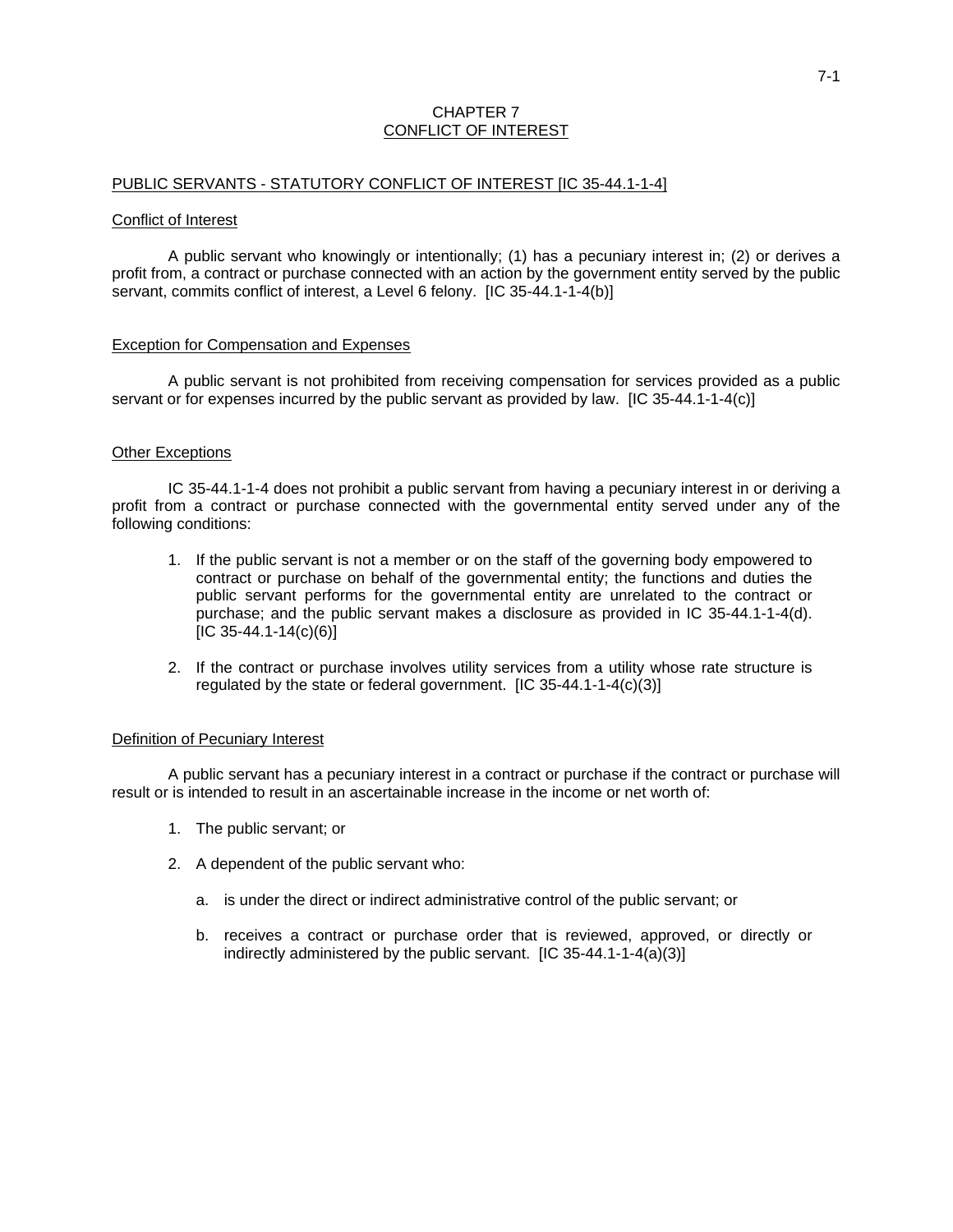# CHAPTER 7

## CONFLICT OF INTEREST

### PUBLIC SERVANTS - STATUTORY CONFLICT OF INTEREST [IC 35-44.1-1-4]

#### Conflict of Interest

A public servant who knowingly or intentionally; (1) has a pecuniary interest in; (2) or derives a profit from, a contract or purchase connected with an action by the government entity served by the public servant, commits conflict of interest, a Level 6 felony. [IC 35-44.1-1-4(b)]

#### Exception for Compensation and Expenses

A public servant is not prohibited from receiving compensation for services provided as a public servant or for expenses incurred by the public servant as provided by law. [IC 35-44.1-1-4(c)]

#### Other Exceptions

IC 35-44.1-1-4 does not prohibit a public servant from having a pecuniary interest in or deriving a profit from a contract or purchase connected with the governmental entity served under any of the following conditions:

1. If the public servant is not a member or on the staff of the governing body empowered to contract or purchase on behalf of the governmental entity; the functions and duties the public servant performs for the governmental entity are unrelated to the contract or purchase; and the public servant makes a disclosure as provided in IC 35-44.1-1-4(d). [IC 35-44.1-14(c)(6)]

2. If the contract or purchase involves utility services from a utility whose rate structure is regulated by the state or federal government. [IC 35-44.1-1-4(c)(3)]

#### Definition of Pecuniary Interest

A public servant has a pecuniary interest in a contract or purchase if the contract or purchase will result or is intended to result in an ascertainable increase in the income or net worth of:

1. The public servant; or

2. A dependent of the public servant who:

   a. is under the direct or indirect administrative control of the public servant; or

   b. receives a contract or purchase order that is reviewed, approved, or directly or indirectly administered by the public servant. [IC 35-44.1-1-4(a)(3)]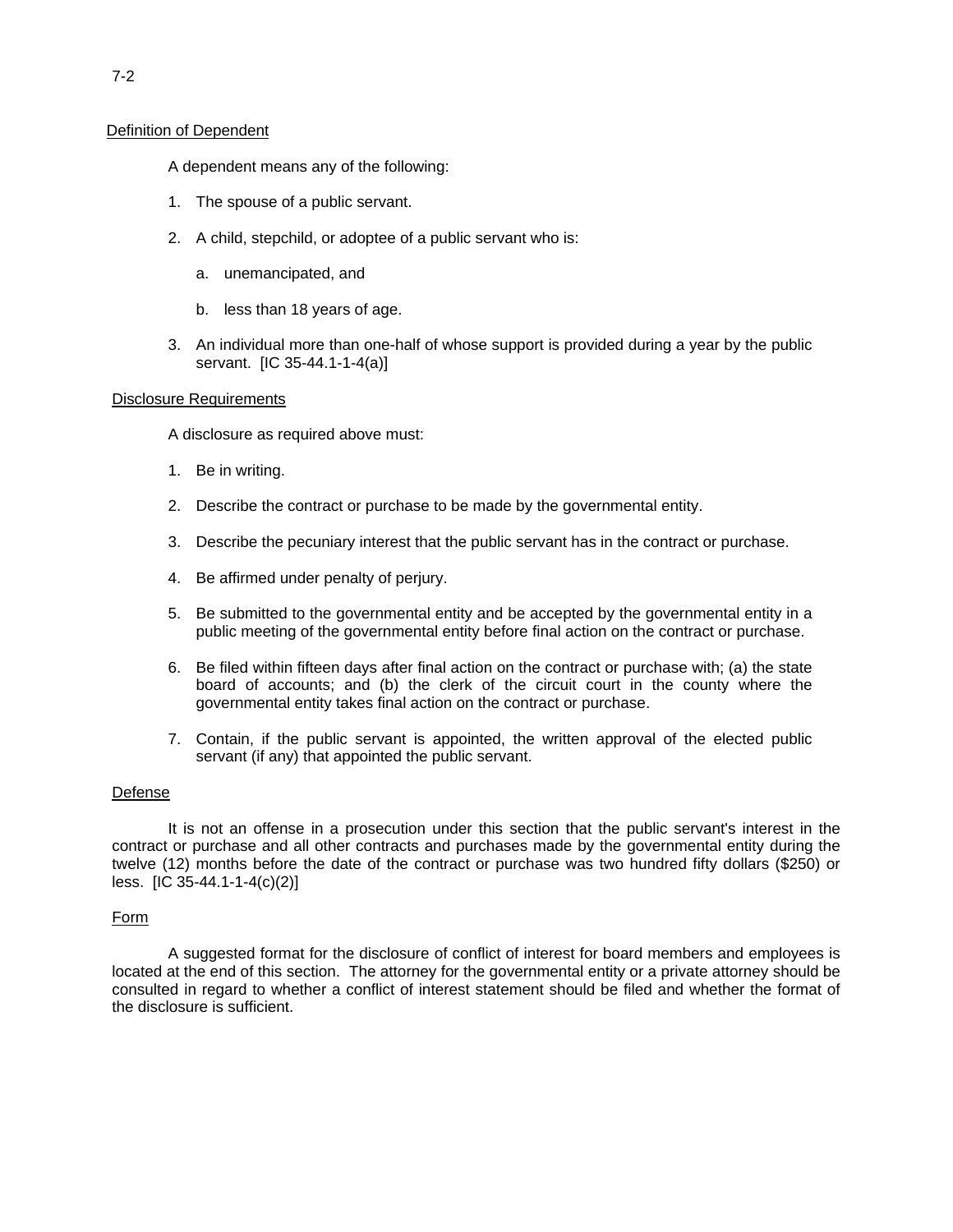## Definition of Dependent

A dependent means any of the following:

1. The spouse of a public servant.

2. A child, stepchild, or adoptee of a public servant who is:

   a. unemancipated, and

   b. less than 18 years of age.

3. An individual more than one-half of whose support is provided during a year by the public servant. [IC 35-44.1-1-4(a)]

## Disclosure Requirements

A disclosure as required above must:

1. Be in writing.

2. Describe the contract or purchase to be made by the governmental entity.

3. Describe the pecuniary interest that the public servant has in the contract or purchase.

4. Be affirmed under penalty of perjury.

5. Be submitted to the governmental entity and be accepted by the governmental entity in a public meeting of the governmental entity before final action on the contract or purchase.

6. Be filed within fifteen days after final action on the contract or purchase with; (a) the state board of accounts; and (b) the clerk of the circuit court in the county where the governmental entity takes final action on the contract or purchase.

7. Contain, if the public servant is appointed, the written approval of the elected public servant (if any) that appointed the public servant.

## Defense

It is not an offense in a prosecution under this section that the public servant's interest in the contract or purchase and all other contracts and purchases made by the governmental entity during the twelve (12) months before the date of the contract or purchase was two hundred fifty dollars ($250) or less. [IC 35-44.1-1-4(c)(2)]

## Form

A suggested format for the disclosure of conflict of interest for board members and employees is located at the end of this section. The attorney for the governmental entity or a private attorney should be consulted in regard to whether a conflict of interest statement should be filed and whether the format of the disclosure is sufficient.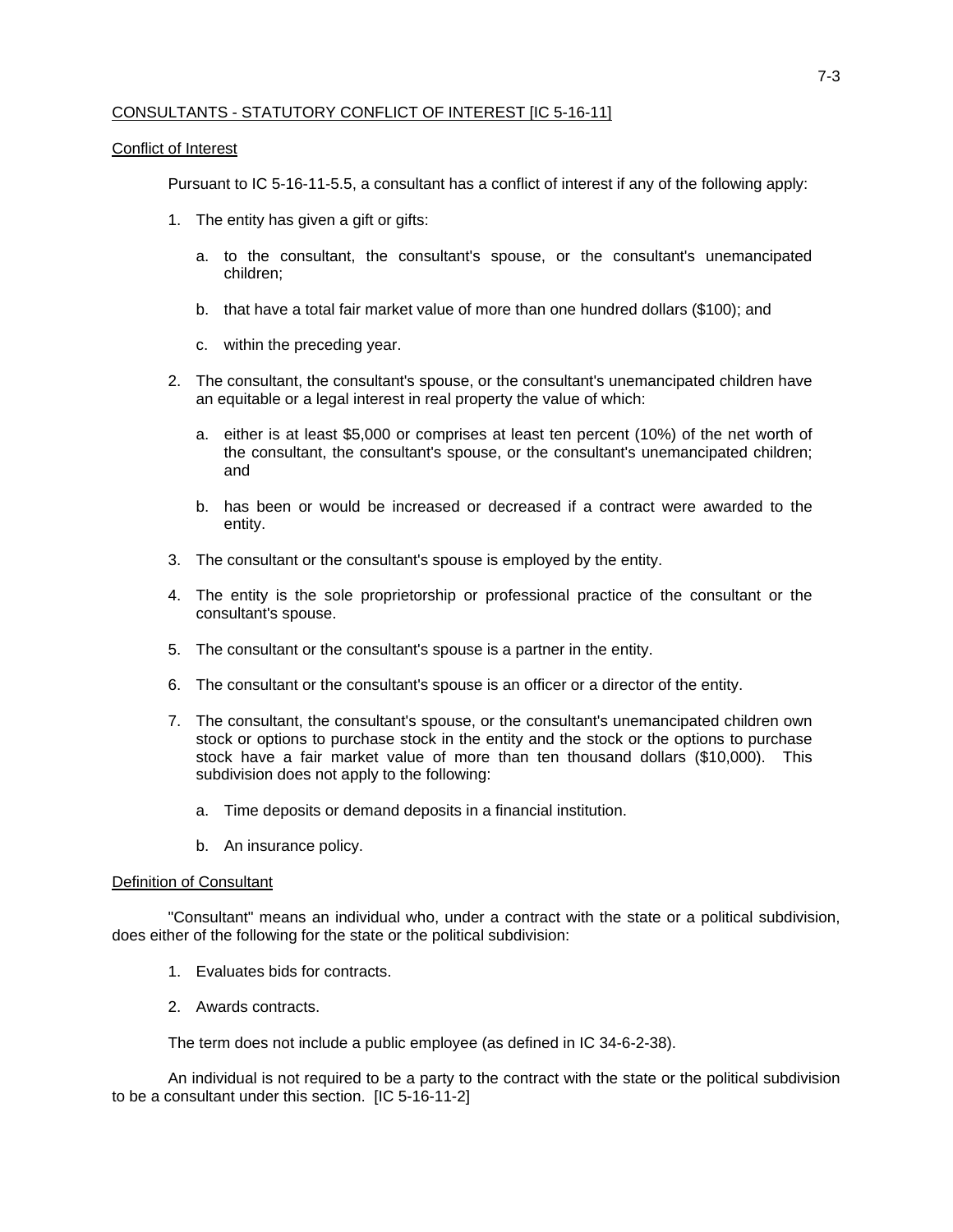## CONSULTANTS - STATUTORY CONFLICT OF INTEREST [IC 5-16-11]

### Conflict of Interest

Pursuant to IC 5-16-11-5.5, a consultant has a conflict of interest if any of the following apply:

1. The entity has given a gift or gifts:
   a. to the consultant, the consultant's spouse, or the consultant's unemancipated children;
   b. that have a total fair market value of more than one hundred dollars ($100); and
   c. within the preceding year.
2. The consultant, the consultant's spouse, or the consultant's unemancipated children have an equitable or a legal interest in real property the value of which:
   a. either is at least $5,000 or comprises at least ten percent (10%) of the net worth of the consultant, the consultant's spouse, or the consultant's unemancipated children; and
   b. has been or would be increased or decreased if a contract were awarded to the entity.
3. The consultant or the consultant's spouse is employed by the entity.
4. The entity is the sole proprietorship or professional practice of the consultant or the consultant's spouse.
5. The consultant or the consultant's spouse is a partner in the entity.
6. The consultant or the consultant's spouse is an officer or a director of the entity.
7. The consultant, the consultant's spouse, or the consultant's unemancipated children own stock or options to purchase stock in the entity and the stock or the options to purchase stock have a fair market value of more than ten thousand dollars ($10,000). This subdivision does not apply to the following:
   a. Time deposits or demand deposits in a financial institution.
   b. An insurance policy.

### Definition of Consultant

"Consultant" means an individual who, under a contract with the state or a political subdivision, does either of the following for the state or the political subdivision:

1. Evaluates bids for contracts.
2. Awards contracts.

The term does not include a public employee (as defined in IC 34-6-2-38).

An individual is not required to be a party to the contract with the state or the political subdivision to be a consultant under this section. [IC 5-16-11-2]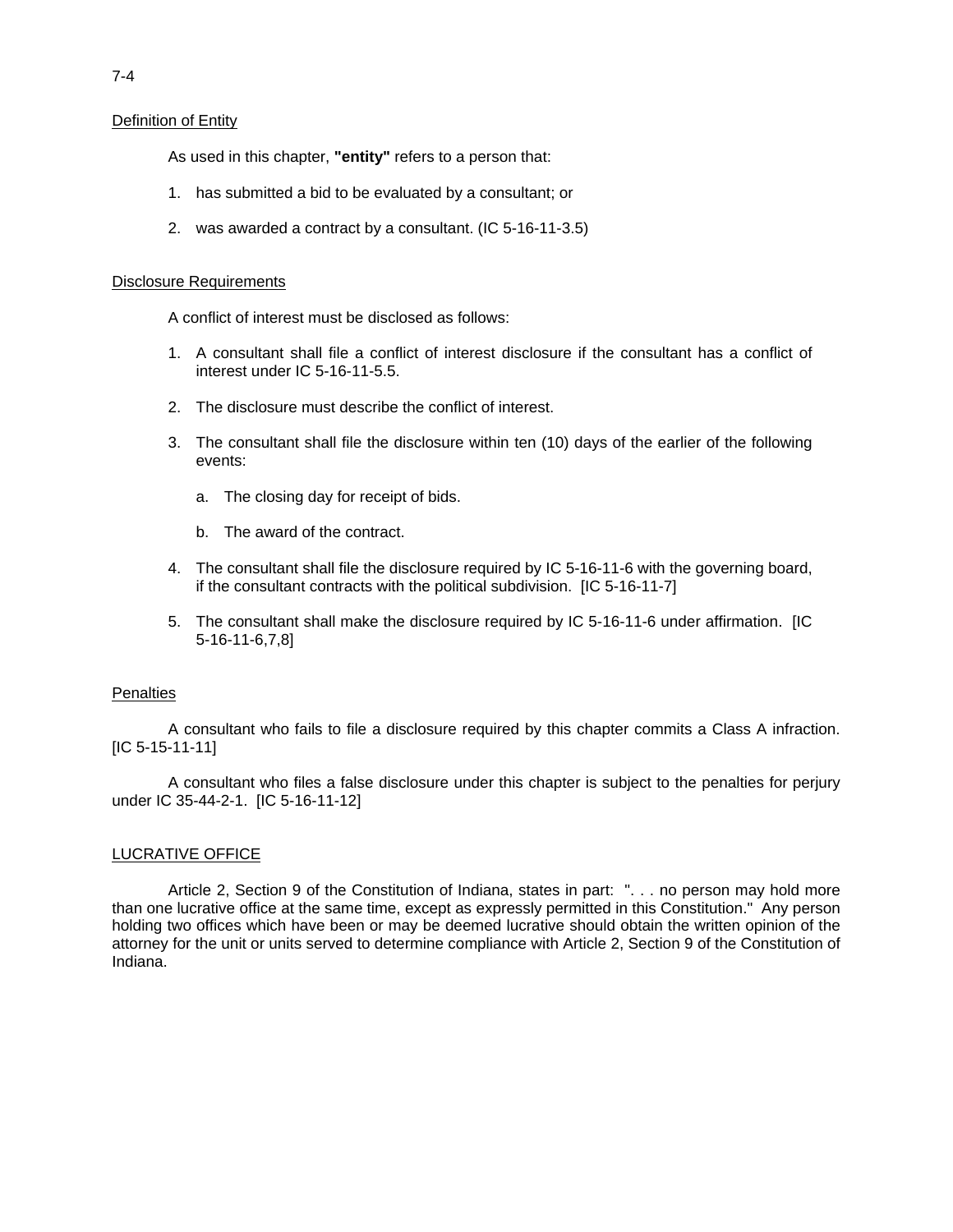Definition of Entity

As used in this chapter, **"entity"** refers to a person that:

1. has submitted a bid to be evaluated by a consultant; or
2. was awarded a contract by a consultant. (IC 5-16-11-3.5)

Disclosure Requirements

A conflict of interest must be disclosed as follows:

1. A consultant shall file a conflict of interest disclosure if the consultant has a conflict of interest under IC 5-16-11-5.5.
2. The disclosure must describe the conflict of interest.
3. The consultant shall file the disclosure within ten (10) days of the earlier of the following events:
   a. The closing day for receipt of bids.
   b. The award of the contract.
4. The consultant shall file the disclosure required by IC 5-16-11-6 with the governing board, if the consultant contracts with the political subdivision. [IC 5-16-11-7]
5. The consultant shall make the disclosure required by IC 5-16-11-6 under affirmation. [IC 5-16-11-6,7,8]

Penalties

A consultant who fails to file a disclosure required by this chapter commits a Class A infraction. [IC 5-15-11-11]

A consultant who files a false disclosure under this chapter is subject to the penalties for perjury under IC 35-44-2-1. [IC 5-16-11-12]

LUCRATIVE OFFICE

Article 2, Section 9 of the Constitution of Indiana, states in part: ". . . no person may hold more than one lucrative office at the same time, except as expressly permitted in this Constitution." Any person holding two offices which have been or may be deemed lucrative should obtain the written opinion of the attorney for the unit or units served to determine compliance with Article 2, Section 9 of the Constitution of Indiana.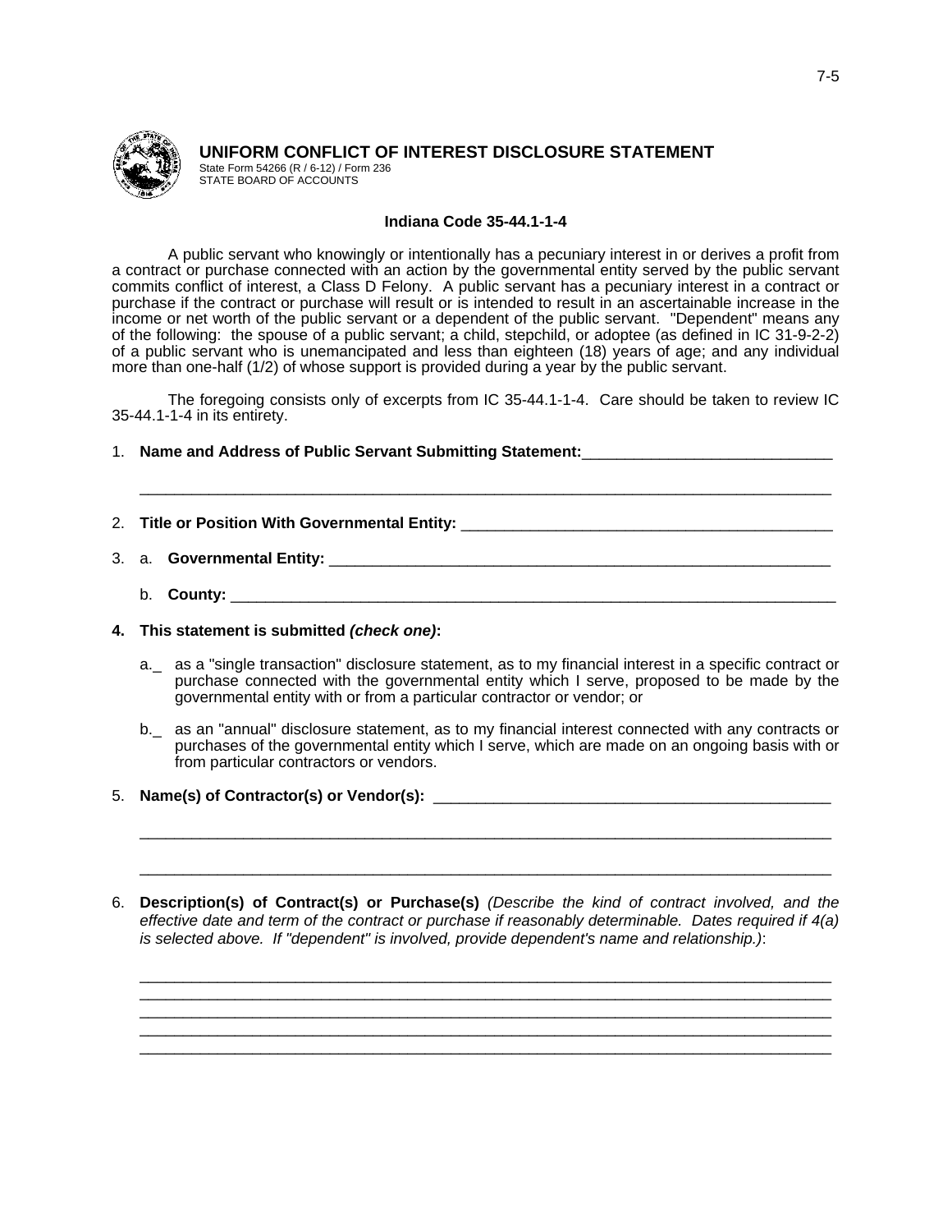# UNIFORM CONFLICT OF INTEREST DISCLOSURE STATEMENT

State Form 54266 (R / 6-12) / Form 236
STATE BOARD OF ACCOUNTS

**Indiana Code 35-44.1-1-4**

A public servant who knowingly or intentionally has a pecuniary interest in or derives a profit from a contract or purchase connected with an action by the governmental entity served by the public servant commits conflict of interest, a Class D Felony. A public servant has a pecuniary interest in a contract or purchase if the contract or purchase will result or is intended to result in an ascertainable increase in the income or net worth of the public servant or a dependent of the public servant. "Dependent" means any of the following: the spouse of a public servant; a child, stepchild, or adoptee (as defined in IC 31-9-2-2) of a public servant who is unemancipated and less than eighteen (18) years of age; and any individual more than one-half (1/2) of whose support is provided during a year by the public servant.

The foregoing consists only of excerpts from IC 35-44.1-1-4. Care should be taken to review IC 35-44.1-1-4 in its entirety.

1. **Name and Address of Public Servant Submitting Statement:**_____________________________

   ________________________________________________________________________________

2. **Title or Position With Governmental Entity:** ____________________________________________

3. a. **Governmental Entity:** ______________________________________________________________

   b. **County:** _____________________________________________________________________

**4. This statement is submitted *(check one)*:**

   a._ as a "single transaction" disclosure statement, as to my financial interest in a specific contract or purchase connected with the governmental entity which I serve, proposed to be made by the governmental entity with or from a particular contractor or vendor; or

   b._ as an "annual" disclosure statement, as to my financial interest connected with any contracts or purchases of the governmental entity which I serve, which are made on an ongoing basis with or from particular contractors or vendors.

5. **Name(s) of Contractor(s) or Vendor(s):** ______________________________________________

   ________________________________________________________________________________

   ________________________________________________________________________________

6. **Description(s) of Contract(s) or Purchase(s)** *(Describe the kind of contract involved, and the effective date and term of the contract or purchase if reasonably determinable. Dates required if 4(a) is selected above. If "dependent" is involved, provide dependent's name and relationship.)*:

   ________________________________________________________________________________
   ________________________________________________________________________________
   ________________________________________________________________________________
   ________________________________________________________________________________
   ________________________________________________________________________________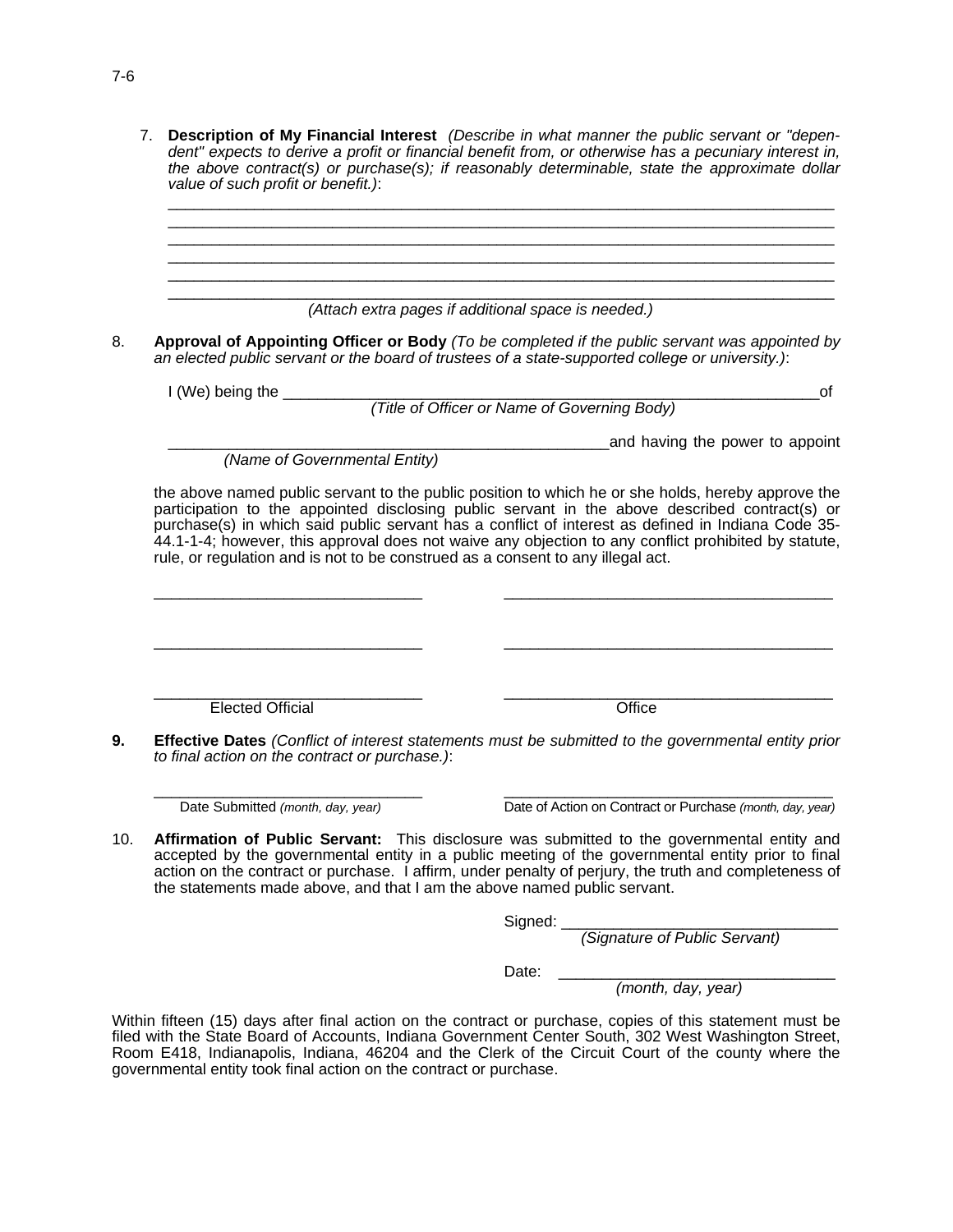7. **Description of My Financial Interest** *(Describe in what manner the public servant or "dependent" expects to derive a profit or financial benefit from, or otherwise has a pecuniary interest in, the above contract(s) or purchase(s); if reasonably determinable, state the approximate dollar value of such profit or benefit.)*:

______________________________________________________________________________
______________________________________________________________________________
______________________________________________________________________________
______________________________________________________________________________
______________________________________________________________________________
______________________________________________________________________________

*(Attach extra pages if additional space is needed.)*

8. **Approval of Appointing Officer or Body** *(To be completed if the public servant was appointed by an elected public servant or the board of trustees of a state-supported college or university.)*:

I (We) being the _________________________________________________________________of
*(Title of Officer or Name of Governing Body)*

_____________________________________________________and having the power to appoint
*(Name of Governmental Entity)*

the above named public servant to the public position to which he or she holds, hereby approve the participation to the appointed disclosing public servant in the above described contract(s) or purchase(s) in which said public servant has a conflict of interest as defined in Indiana Code 35-44.1-1-4; however, this approval does not waive any objection to any conflict prohibited by statute, rule, or regulation and is not to be construed as a consent to any illegal act.

| | |
|---|---|
| _______________________________ | ______________________________________ |
| _______________________________ | ______________________________________ |
| _______________________________ | ______________________________________ |
| Elected Official | Office |

**9. Effective Dates** *(Conflict of interest statements must be submitted to the governmental entity prior to final action on the contract or purchase.)*:

| | |
|---|---|
| _______________________________ | ______________________________________ |
| Date Submitted *(month, day, year)* | Date of Action on Contract or Purchase *(month, day, year)* |

10. **Affirmation of Public Servant:** This disclosure was submitted to the governmental entity and accepted by the governmental entity in a public meeting of the governmental entity prior to final action on the contract or purchase. I affirm, under penalty of perjury, the truth and completeness of the statements made above, and that I am the above named public servant.

Signed: _______________________________
*(Signature of Public Servant)*

Date: _______________________________
*(month, day, year)*

Within fifteen (15) days after final action on the contract or purchase, copies of this statement must be filed with the State Board of Accounts, Indiana Government Center South, 302 West Washington Street, Room E418, Indianapolis, Indiana, 46204 and the Clerk of the Circuit Court of the county where the governmental entity took final action on the contract or purchase.